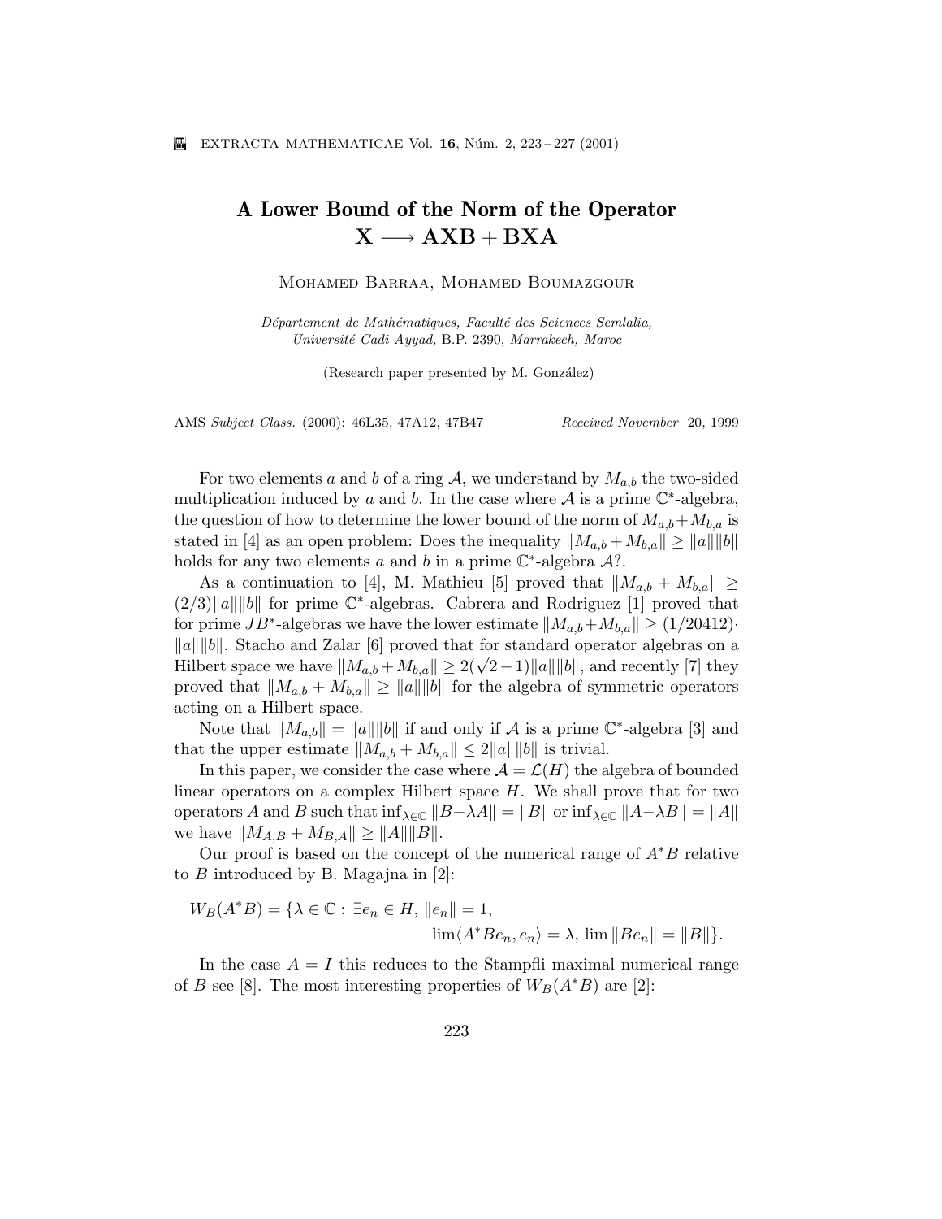# A Lower Bound of the Norm of the Operator $\mathbf{X \longrightarrow AXB + BXA}$

Mohamed Barraa, Mohamed Boumazgour

*Département de Mathématiques, Faculté des Sciences Semlalia, Université Cadi Ayyad,* B.P. 2390, *Marrakech, Maroc*

(Research paper presented by M. González)

AMS *Subject Class.* (2000): 46L35, 47A12, 47B47 *Received November* 20, 1999

For two elements $a$ and $b$ of a ring $\mathcal{A}$, we understand by $M_{a,b}$ the two-sided multiplication induced by $a$ and $b$. In the case where $\mathcal{A}$ is a prime $\mathbb{C}^*$-algebra, the question of how to determine the lower bound of the norm of $M_{a,b}+M_{b,a}$ is stated in [4] as an open problem: Does the inequality $\|M_{a,b}+M_{b,a}\| \geq \|a\|\|b\|$ holds for any two elements $a$ and $b$ in a prime $\mathbb{C}^*$-algebra $\mathcal{A}$?.

As a continuation to [4], M. Mathieu [5] proved that $\|M_{a,b} + M_{b,a}\| \geq (2/3)\|a\|\|b\|$ for prime $\mathbb{C}^*$-algebras. Cabrera and Rodriguez [1] proved that for prime $JB^*$-algebras we have the lower estimate $\|M_{a,b}+M_{b,a}\| \geq (1/20412)\cdot \|a\|\|b\|$. Stacho and Zalar [6] proved that for standard operator algebras on a Hilbert space we have $\|M_{a,b}+M_{b,a}\| \geq 2(\sqrt{2}-1)\|a\|\|b\|$, and recently [7] they proved that $\|M_{a,b} + M_{b,a}\| \geq \|a\|\|b\|$ for the algebra of symmetric operators acting on a Hilbert space.

Note that $\|M_{a,b}\| = \|a\|\|b\|$ if and only if $\mathcal{A}$ is a prime $\mathbb{C}^*$-algebra [3] and that the upper estimate $\|M_{a,b} + M_{b,a}\| \leq 2\|a\|\|b\|$ is trivial.

In this paper, we consider the case where $\mathcal{A} = \mathcal{L}(H)$ the algebra of bounded linear operators on a complex Hilbert space $H$. We shall prove that for two operators $A$ and $B$ such that $\inf_{\lambda\in\mathbb{C}} \|B-\lambda A\| = \|B\|$ or $\inf_{\lambda\in\mathbb{C}} \|A-\lambda B\| = \|A\|$ we have $\|M_{A,B} + M_{B,A}\| \geq \|A\|\|B\|$.

Our proof is based on the concept of the numerical range of $A^*B$ relative to $B$ introduced by B. Magajna in [2]:

$$W_B(A^*B) = \{\lambda \in \mathbb{C} : \exists e_n \in H, \|e_n\| = 1, \lim\langle A^*Be_n, e_n\rangle = \lambda, \lim \|Be_n\| = \|B\|\}.$$

In the case $A = I$ this reduces to the Stampfli maximal numerical range of $B$ see [8]. The most interesting properties of $W_B(A^*B)$ are [2]: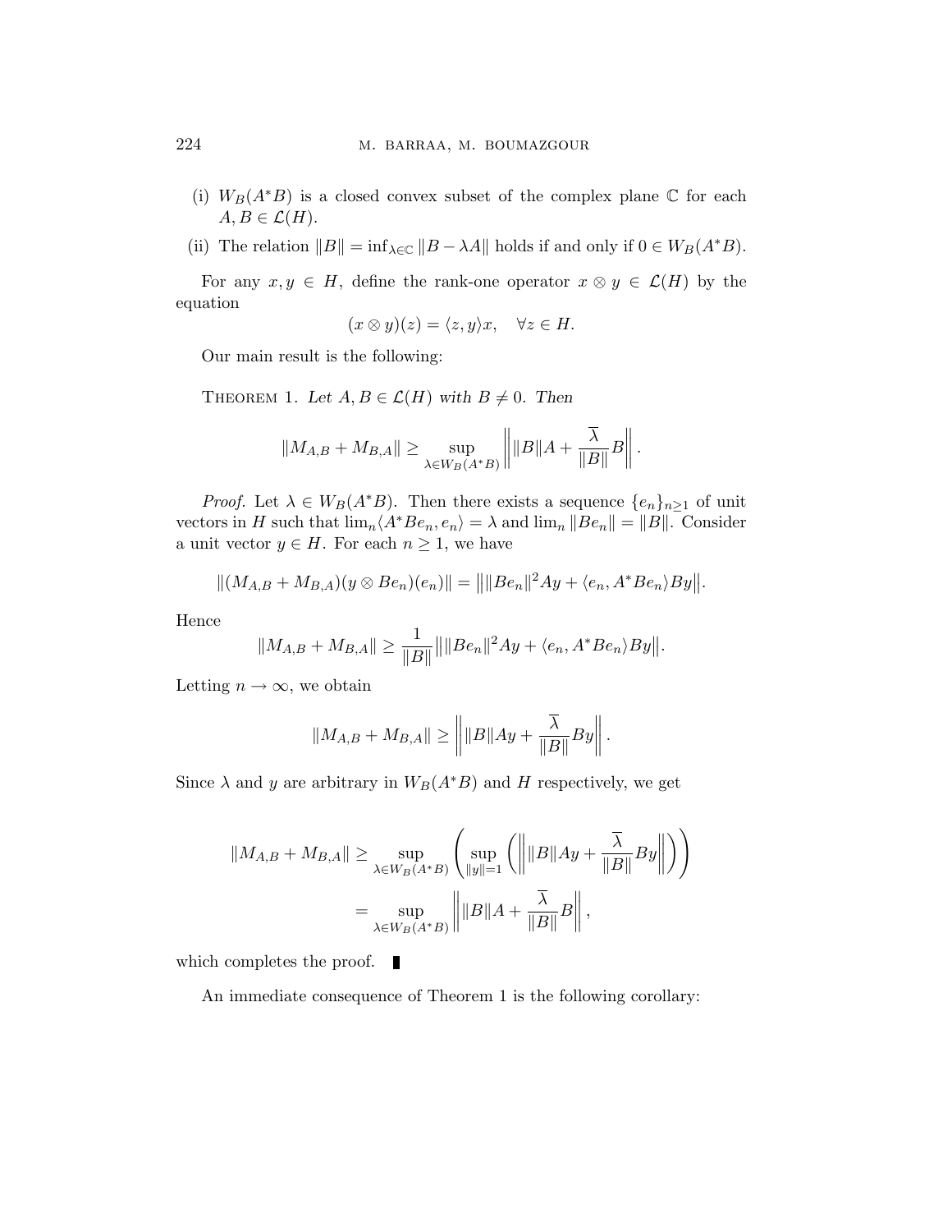(i) $W_B(A^*B)$ is a closed convex subset of the complex plane $\mathbb{C}$ for each $A, B \in \mathcal{L}(H)$.

(ii) The relation $\|B\| = \inf_{\lambda \in \mathbb{C}} \|B - \lambda A\|$ holds if and only if $0 \in W_B(A^*B)$.

For any $x, y \in H$, define the rank-one operator $x \otimes y \in \mathcal{L}(H)$ by the equation

$$(x \otimes y)(z) = \langle z, y \rangle x, \quad \forall z \in H.$$

Our main result is the following:

Theorem 1. *Let $A, B \in \mathcal{L}(H)$ with $B \neq 0$. Then*

$$\|M_{A,B} + M_{B,A}\| \geq \sup_{\lambda \in W_B(A^*B)} \left\| \|B\|A + \frac{\overline{\lambda}}{\|B\|} B \right\|.$$

*Proof.* Let $\lambda \in W_B(A^*B)$. Then there exists a sequence $\{e_n\}_{n \geq 1}$ of unit vectors in $H$ such that $\lim_n \langle A^*Be_n, e_n \rangle = \lambda$ and $\lim_n \|Be_n\| = \|B\|$. Consider a unit vector $y \in H$. For each $n \geq 1$, we have

$$\|(M_{A,B} + M_{B,A})(y \otimes Be_n)(e_n)\| = \big\| \|Be_n\|^2 Ay + \langle e_n, A^*Be_n \rangle By \big\|.$$

Hence

$$\|M_{A,B} + M_{B,A}\| \geq \frac{1}{\|B\|} \big\| \|Be_n\|^2 Ay + \langle e_n, A^*Be_n \rangle By \big\|.$$

Letting $n \to \infty$, we obtain

$$\|M_{A,B} + M_{B,A}\| \geq \left\| \|B\|Ay + \frac{\overline{\lambda}}{\|B\|} By \right\|.$$

Since $\lambda$ and $y$ are arbitrary in $W_B(A^*B)$ and $H$ respectively, we get

$$\begin{aligned}
\|M_{A,B} + M_{B,A}\| &\geq \sup_{\lambda \in W_B(A^*B)} \left( \sup_{\|y\|=1} \left( \left\| \|B\|Ay + \frac{\overline{\lambda}}{\|B\|} By \right\| \right) \right) \\
&= \sup_{\lambda \in W_B(A^*B)} \left\| \|B\|A + \frac{\overline{\lambda}}{\|B\|} B \right\|,
\end{aligned}$$

which completes the proof. ∎

An immediate consequence of Theorem 1 is the following corollary: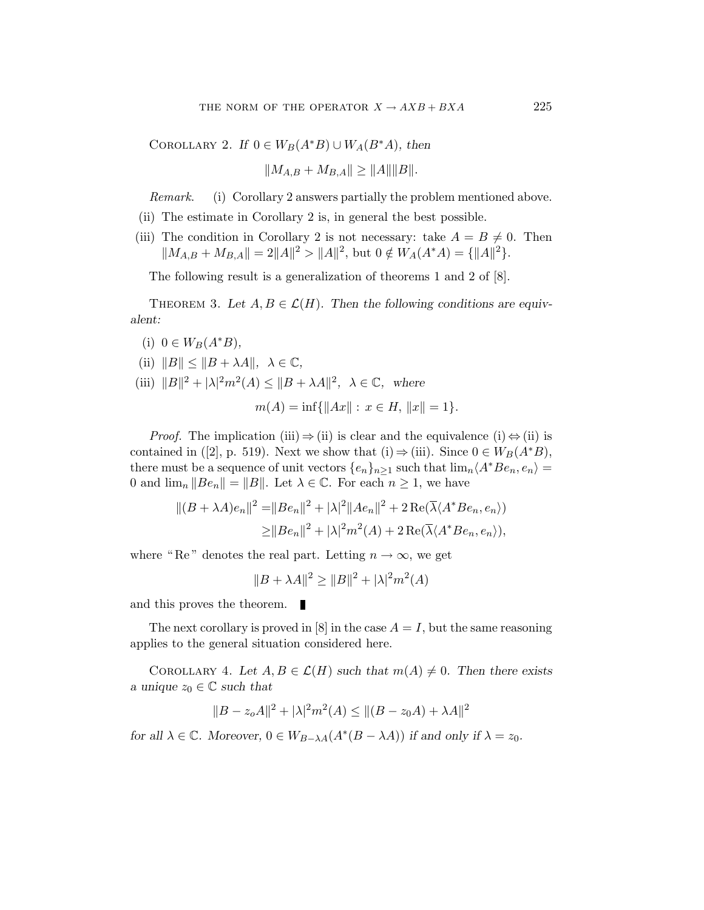Corollary 2. *If $0 \in W_B(A^*B) \cup W_A(B^*A)$, then*

$$\|M_{A,B} + M_{B,A}\| \geq \|A\|\|B\|.$$

*Remark.* (i) Corollary 2 answers partially the problem mentioned above.

(ii) The estimate in Corollary 2 is, in general the best possible.

(iii) The condition in Corollary 2 is not necessary: take $A = B \neq 0$. Then $\|M_{A,B} + M_{B,A}\| = 2\|A\|^2 > \|A\|^2$, but $0 \notin W_A(A^*A) = \{\|A\|^2\}$.

The following result is a generalization of theorems 1 and 2 of [8].

Theorem 3. *Let $A, B \in \mathcal{L}(H)$. Then the following conditions are equivalent:*

(i) $0 \in W_B(A^*B)$,

(ii) $\|B\| \leq \|B + \lambda A\|, \ \lambda \in \mathbb{C}$,

(iii) $\|B\|^2 + |\lambda|^2 m^2(A) \leq \|B + \lambda A\|^2, \ \lambda \in \mathbb{C}$, *where*

$$m(A) = \inf\{\|Ax\| : x \in H, \ \|x\| = 1\}.$$

*Proof.* The implication (iii) $\Rightarrow$ (ii) is clear and the equivalence (i) $\Leftrightarrow$ (ii) is contained in ([2], p. 519). Next we show that (i) $\Rightarrow$ (iii). Since $0 \in W_B(A^*B)$, there must be a sequence of unit vectors $\{e_n\}_{n\geq 1}$ such that $\lim_n \langle A^*Be_n, e_n\rangle = 0$ and $\lim_n \|Be_n\| = \|B\|$. Let $\lambda \in \mathbb{C}$. For each $n \geq 1$, we have

$$\begin{aligned}
\|(B + \lambda A)e_n\|^2 =& \|Be_n\|^2 + |\lambda|^2 \|Ae_n\|^2 + 2\,\mathrm{Re}(\overline{\lambda}\langle A^*Be_n, e_n\rangle) \\
\geq& \|Be_n\|^2 + |\lambda|^2 m^2(A) + 2\,\mathrm{Re}(\overline{\lambda}\langle A^*Be_n, e_n\rangle),
\end{aligned}$$

where "Re" denotes the real part. Letting $n \to \infty$, we get

$$\|B + \lambda A\|^2 \geq \|B\|^2 + |\lambda|^2 m^2(A)$$

and this proves the theorem. ∎

The next corollary is proved in [8] in the case $A = I$, but the same reasoning applies to the general situation considered here.

Corollary 4. *Let $A, B \in \mathcal{L}(H)$ such that $m(A) \neq 0$. Then there exists a unique $z_0 \in \mathbb{C}$ such that*

$$\|B - z_o A\|^2 + |\lambda|^2 m^2(A) \leq \|(B - z_0 A) + \lambda A\|^2$$

*for all $\lambda \in \mathbb{C}$. Moreover, $0 \in W_{B-\lambda A}(A^*(B - \lambda A))$ if and only if $\lambda = z_0$.*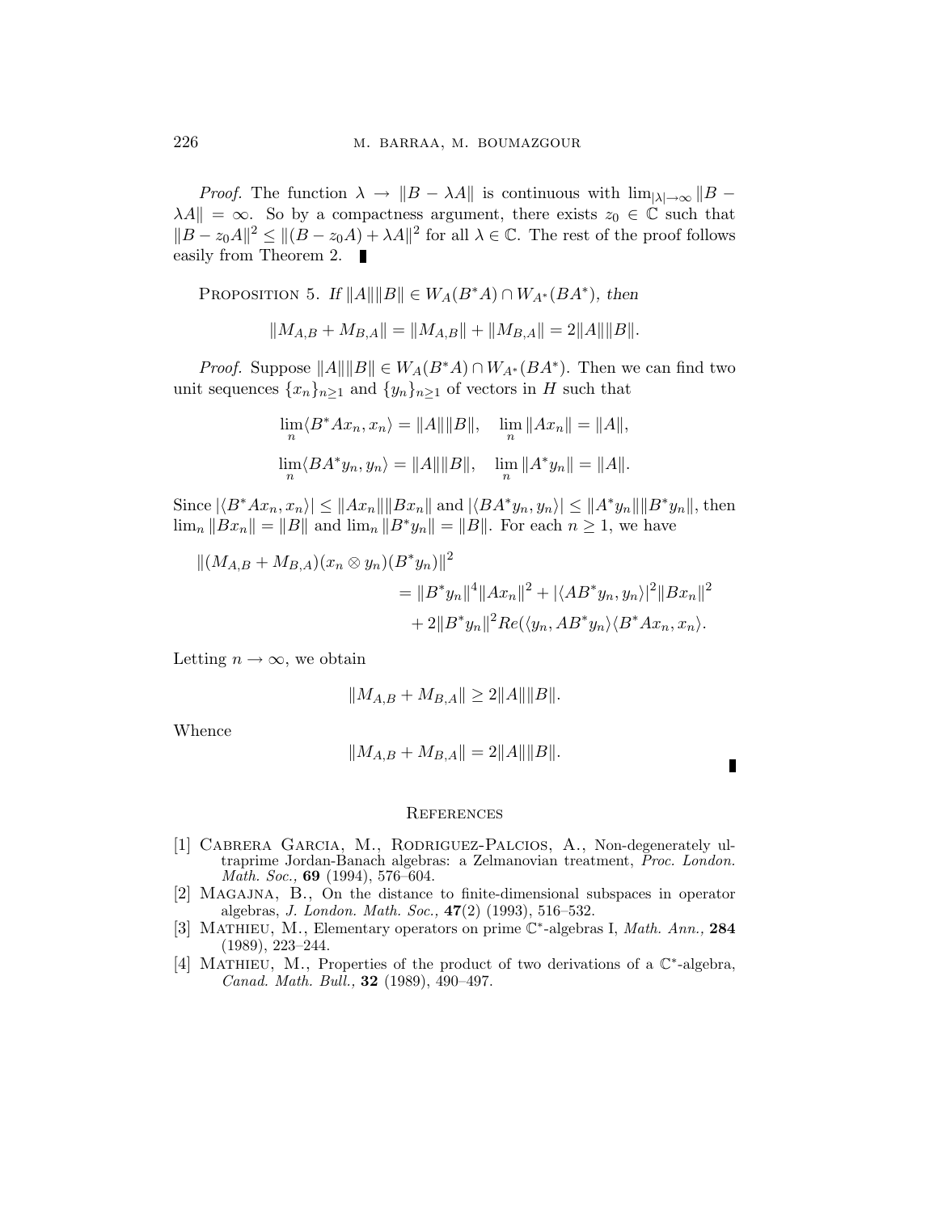*Proof.* The function $\lambda \to \|B - \lambda A\|$ is continuous with $\lim_{|\lambda| \to \infty} \|B - \lambda A\| = \infty$. So by a compactness argument, there exists $z_0 \in \mathbb{C}$ such that $\|B - z_0 A\|^2 \leq \|(B - z_0 A) + \lambda A\|^2$ for all $\lambda \in \mathbb{C}$. The rest of the proof follows easily from Theorem 2. ∎

Proposition 5. *If $\|A\|\|B\| \in W_A(B^*A) \cap W_{A^*}(BA^*)$, then*

$$\|M_{A,B} + M_{B,A}\| = \|M_{A,B}\| + \|M_{B,A}\| = 2\|A\|\|B\|.$$

*Proof.* Suppose $\|A\|\|B\| \in W_A(B^*A) \cap W_{A^*}(BA^*)$. Then we can find two unit sequences $\{x_n\}_{n \geq 1}$ and $\{y_n\}_{n \geq 1}$ of vectors in $H$ such that

$$\lim_n \langle B^*Ax_n, x_n \rangle = \|A\|\|B\|, \quad \lim_n \|Ax_n\| = \|A\|,$$

$$\lim_n \langle BA^*y_n, y_n \rangle = \|A\|\|B\|, \quad \lim_n \|A^*y_n\| = \|A\|.$$

Since $|\langle B^*Ax_n, x_n\rangle| \leq \|Ax_n\|\|Bx_n\|$ and $|\langle BA^*y_n, y_n\rangle| \leq \|A^*y_n\|\|B^*y_n\|$, then $\lim_n \|Bx_n\| = \|B\|$ and $\lim_n \|B^*y_n\| = \|B\|$. For each $n \geq 1$, we have

$$\begin{aligned} \|(M_{A,B} + M_{B,A})(x_n \otimes y_n)(B^*y_n)\|^2 &= \|B^*y_n\|^4 \|Ax_n\|^2 + |\langle AB^*y_n, y_n\rangle|^2 \|Bx_n\|^2 \\ &\quad + 2\|B^*y_n\|^2 Re(\langle y_n, AB^*y_n\rangle \langle B^*Ax_n, x_n\rangle. \end{aligned}$$

Letting $n \to \infty$, we obtain

$$\|M_{A,B} + M_{B,A}\| \geq 2\|A\|\|B\|.$$

Whence

$$\|M_{A,B} + M_{B,A}\| = 2\|A\|\|B\|.$$

∎

## References

[1] Cabrera Garcia, M., Rodriguez-Palcios, A., Non-degenerately ultraprime Jordan-Banach algebras: a Zelmanovian treatment, *Proc. London. Math. Soc.,* **69** (1994), 576–604.

[2] Magajna, B., On the distance to finite-dimensional subspaces in operator algebras, *J. London. Math. Soc.,* **47**(2) (1993), 516–532.

[3] Mathieu, M., Elementary operators on prime $\mathbb{C}^*$-algebras I, *Math. Ann.,* **284** (1989), 223–244.

[4] Mathieu, M., Properties of the product of two derivations of a $\mathbb{C}^*$-algebra, *Canad. Math. Bull.,* **32** (1989), 490–497.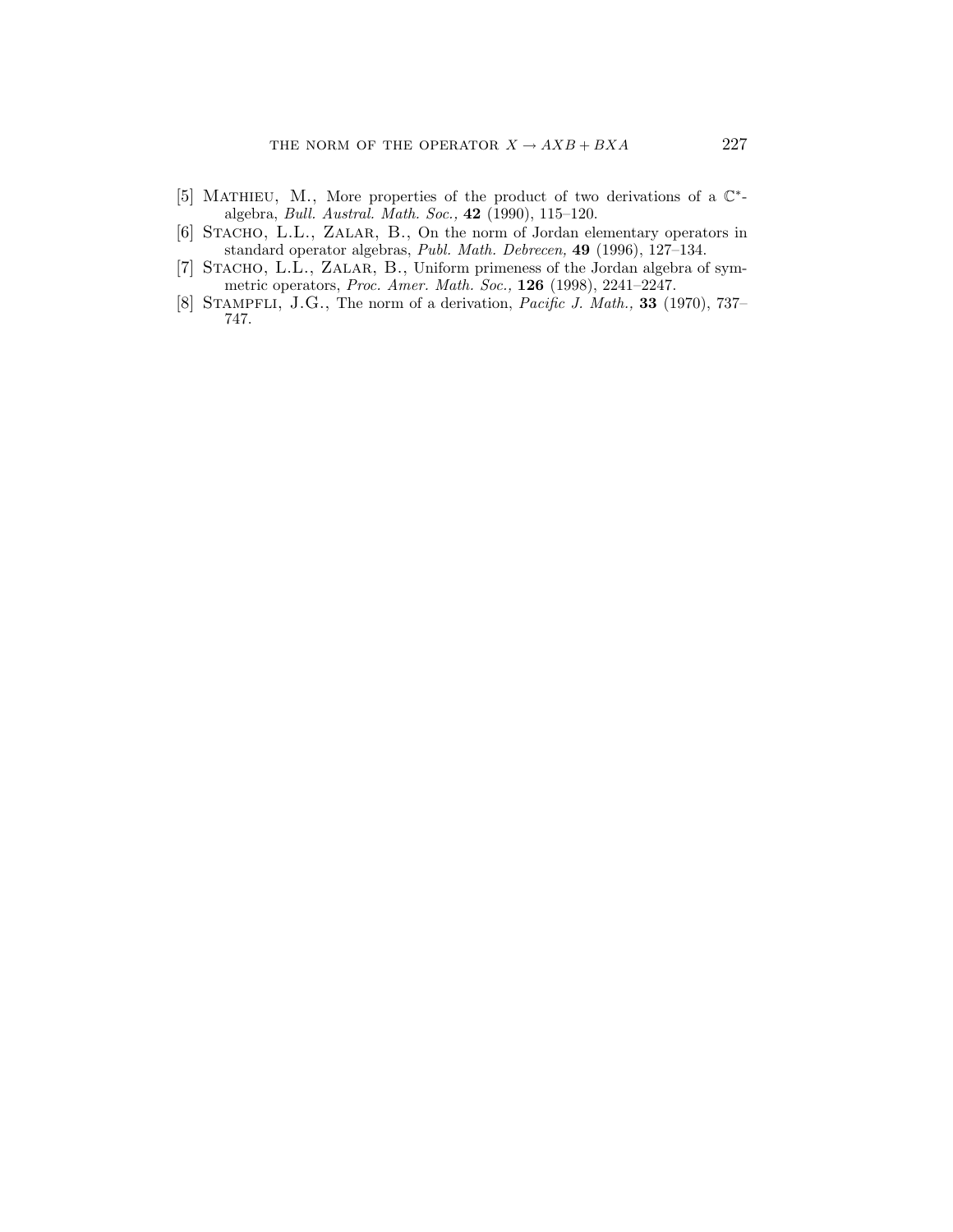[5] Mathieu, M., More properties of the product of two derivations of a $\mathbb{C}^*$-algebra, *Bull. Austral. Math. Soc.,* **42** (1990), 115–120.

[6] Stacho, L.L., Zalar, B., On the norm of Jordan elementary operators in standard operator algebras, *Publ. Math. Debrecen,* **49** (1996), 127–134.

[7] Stacho, L.L., Zalar, B., Uniform primeness of the Jordan algebra of symmetric operators, *Proc. Amer. Math. Soc.,* **126** (1998), 2241–2247.

[8] Stampfli, J.G., The norm of a derivation, *Pacific J. Math.,* **33** (1970), 737–747.